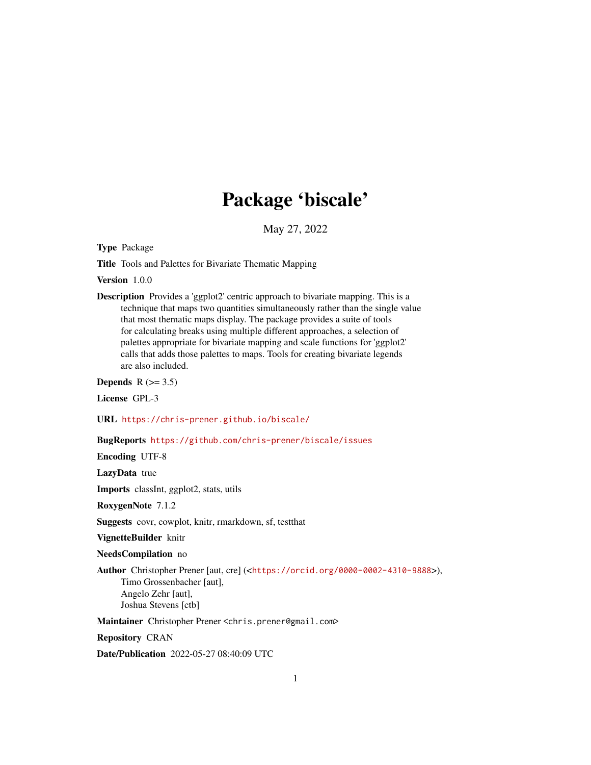# Package 'biscale'

May 27, 2022

**Type** Package

**Title** Tools and Palettes for Bivariate Thematic Mapping

**Version** 1.0.0

**Description** Provides a 'ggplot2' centric approach to bivariate mapping. This is a technique that maps two quantities simultaneously rather than the single value that most thematic maps display. The package provides a suite of tools for calculating breaks using multiple different approaches, a selection of palettes appropriate for bivariate mapping and scale functions for 'ggplot2' calls that adds those palettes to maps. Tools for creating bivariate legends are also included.

**Depends** R (>= 3.5)

**License** GPL-3

**URL** https://chris-prener.github.io/biscale/

**BugReports** https://github.com/chris-prener/biscale/issues

**Encoding** UTF-8

**LazyData** true

**Imports** classInt, ggplot2, stats, utils

**RoxygenNote** 7.1.2

**Suggests** covr, cowplot, knitr, rmarkdown, sf, testthat

**VignetteBuilder** knitr

**NeedsCompilation** no

**Author** Christopher Prener [aut, cre] (<https://orcid.org/0000-0002-4310-9888>),
Timo Grossenbacher [aut],
Angelo Zehr [aut],
Joshua Stevens [ctb]

**Maintainer** Christopher Prener <chris.prener@gmail.com>

**Repository** CRAN

**Date/Publication** 2022-05-27 08:40:09 UTC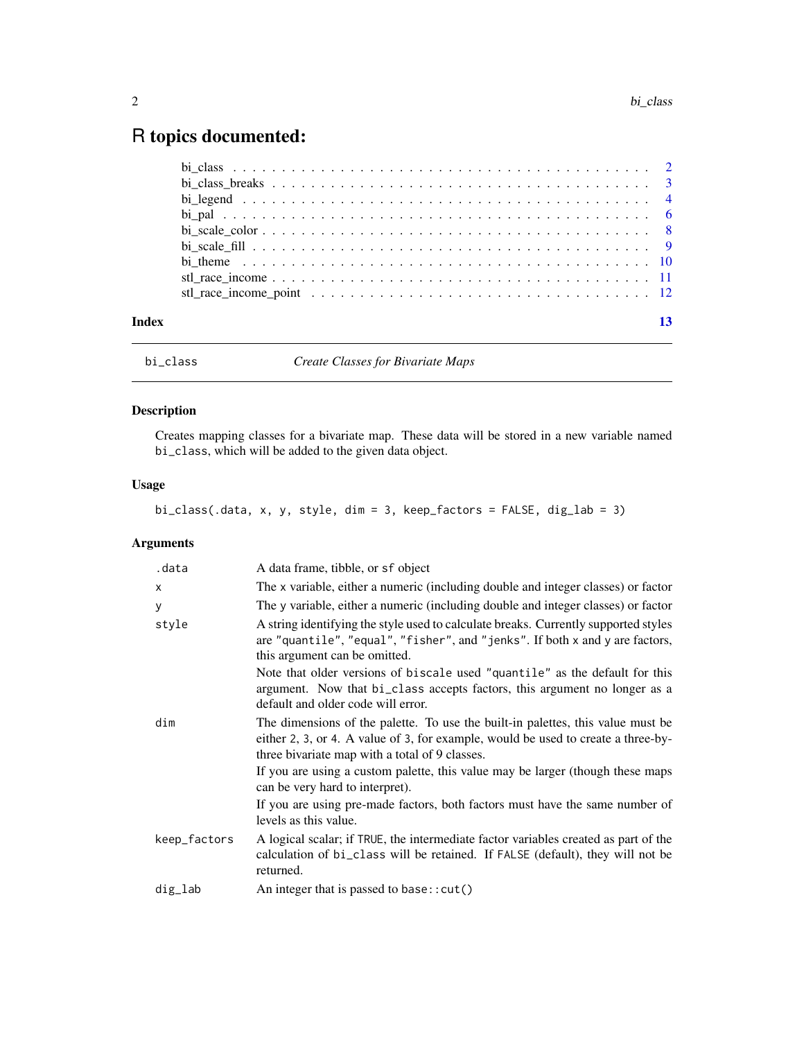# R topics documented:

| | |
|---|---|
| bi_class | 2 |
| bi_class_breaks | 3 |
| bi_legend | 4 |
| bi_pal | 6 |
| bi_scale_color | 8 |
| bi_scale_fill | 9 |
| bi_theme | 10 |
| stl_race_income | 11 |
| stl_race_income_point | 12 |
| **Index** | **13** |

---

`bi_class` *Create Classes for Bivariate Maps*

---

## Description

Creates mapping classes for a bivariate map. These data will be stored in a new variable named `bi_class`, which will be added to the given data object.

## Usage

```
bi_class(.data, x, y, style, dim = 3, keep_factors = FALSE, dig_lab = 3)
```

## Arguments

| | |
|---|---|
| `.data` | A data frame, tibble, or `sf` object |
| `x` | The `x` variable, either a numeric (including double and integer classes) or factor |
| `y` | The `y` variable, either a numeric (including double and integer classes) or factor |
| `style` | A string identifying the style used to calculate breaks. Currently supported styles are `"quantile"`, `"equal"`, `"fisher"`, and `"jenks"`. If both `x` and `y` are factors, this argument can be omitted.<br><br>Note that older versions of `biscale` used `"quantile"` as the default for this argument. Now that `bi_class` accepts factors, this argument no longer as a default and older code will error. |
| `dim` | The dimensions of the palette. To use the built-in palettes, this value must be either `2`, `3`, or `4`. A value of `3`, for example, would be used to create a three-by-three bivariate map with a total of 9 classes.<br><br>If you are using a custom palette, this value may be larger (though these maps can be very hard to interpret).<br><br>If you are using pre-made factors, both factors must have the same number of levels as this value. |
| `keep_factors` | A logical scalar; if `TRUE`, the intermediate factor variables created as part of the calculation of `bi_class` will be retained. If `FALSE` (default), they will not be returned. |
| `dig_lab` | An integer that is passed to `base::cut()` |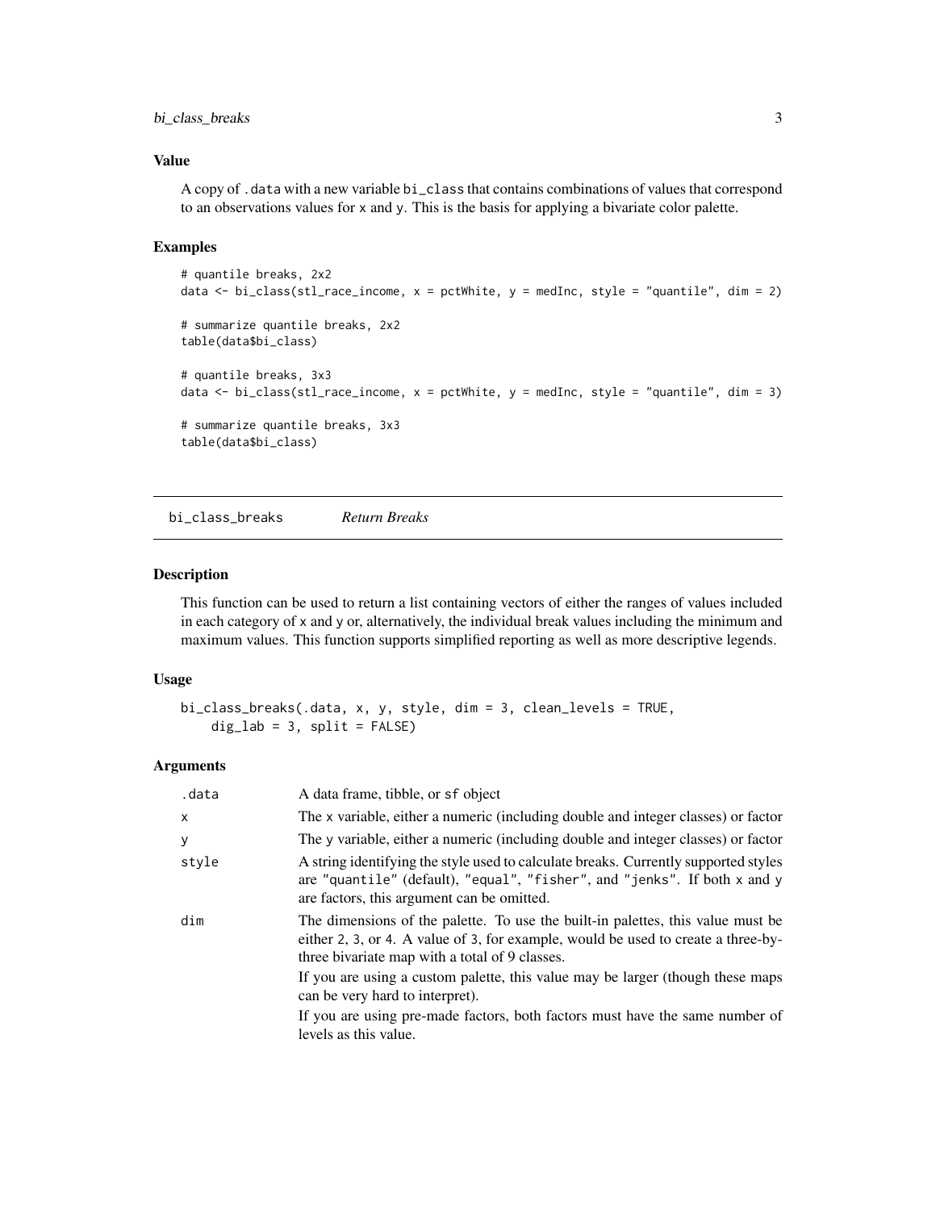### Value

A copy of `.data` with a new variable `bi_class` that contains combinations of values that correspond to an observations values for `x` and `y`. This is the basis for applying a bivariate color palette.

### Examples

```
# quantile breaks, 2x2
data <- bi_class(stl_race_income, x = pctWhite, y = medInc, style = "quantile", dim = 2)

# summarize quantile breaks, 2x2
table(data$bi_class)

# quantile breaks, 3x3
data <- bi_class(stl_race_income, x = pctWhite, y = medInc, style = "quantile", dim = 3)

# summarize quantile breaks, 3x3
table(data$bi_class)
```

---

## bi_class_breaks *Return Breaks*

### Description

This function can be used to return a list containing vectors of either the ranges of values included in each category of `x` and `y` or, alternatively, the individual break values including the minimum and maximum values. This function supports simplified reporting as well as more descriptive legends.

### Usage

```
bi_class_breaks(.data, x, y, style, dim = 3, clean_levels = TRUE,
    dig_lab = 3, split = FALSE)
```

### Arguments

| | |
|---|---|
| `.data` | A data frame, tibble, or `sf` object |
| `x` | The `x` variable, either a numeric (including double and integer classes) or factor |
| `y` | The `y` variable, either a numeric (including double and integer classes) or factor |
| `style` | A string identifying the style used to calculate breaks. Currently supported styles are `"quantile"` (default), `"equal"`, `"fisher"`, and `"jenks"`. If both `x` and `y` are factors, this argument can be omitted. |
| `dim` | The dimensions of the palette. To use the built-in palettes, this value must be either `2`, `3`, or `4`. A value of `3`, for example, would be used to create a three-by-three bivariate map with a total of 9 classes.<br>If you are using a custom palette, this value may be larger (though these maps can be very hard to interpret).<br>If you are using pre-made factors, both factors must have the same number of levels as this value. |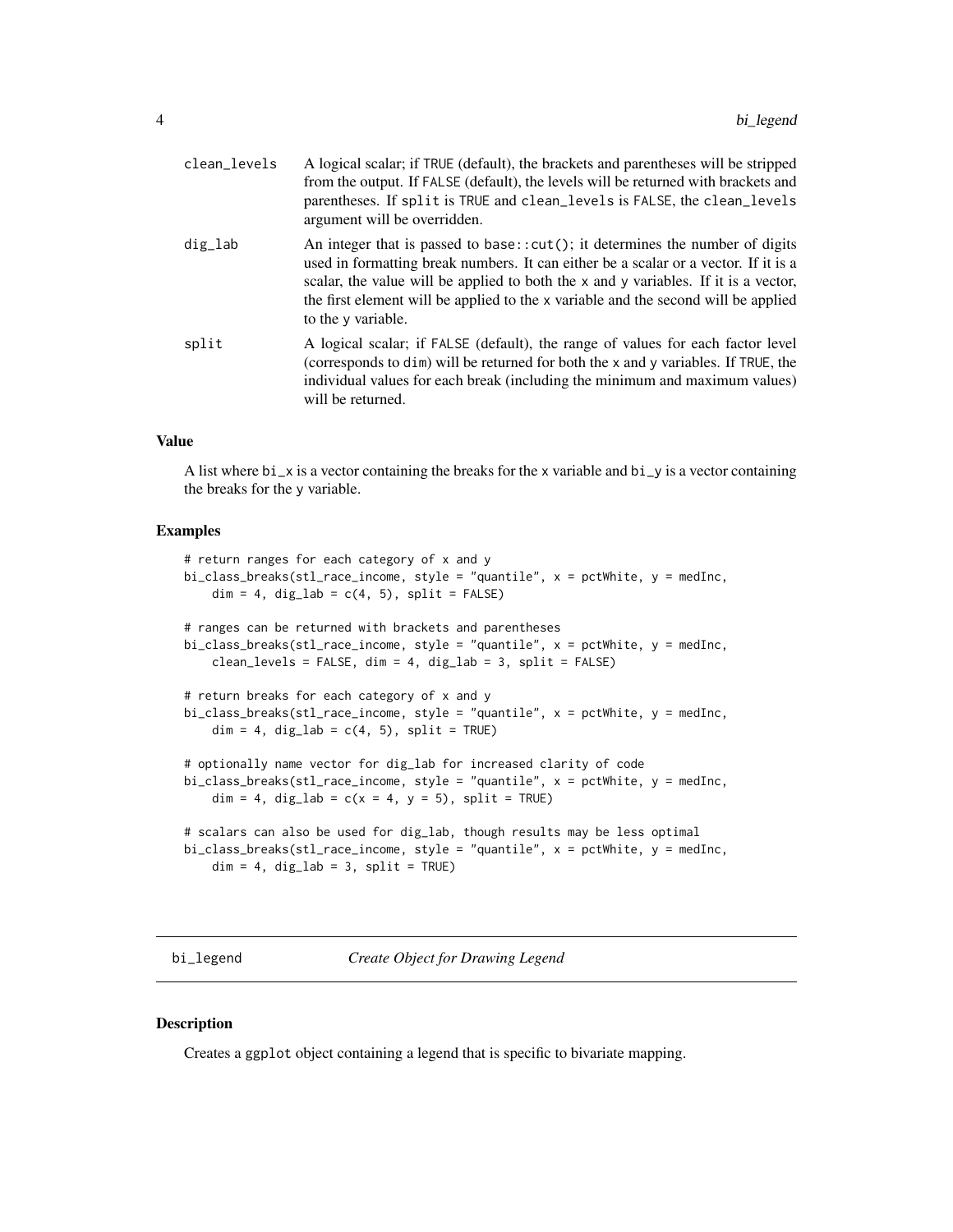| | |
|---|---|
| clean_levels | A logical scalar; if TRUE (default), the brackets and parentheses will be stripped from the output. If FALSE (default), the levels will be returned with brackets and parentheses. If split is TRUE and clean_levels is FALSE, the clean_levels argument will be overridden. |
| dig_lab | An integer that is passed to base::cut(); it determines the number of digits used in formatting break numbers. It can either be a scalar or a vector. If it is a scalar, the value will be applied to both the x and y variables. If it is a vector, the first element will be applied to the x variable and the second will be applied to the y variable. |
| split | A logical scalar; if FALSE (default), the range of values for each factor level (corresponds to dim) will be returned for both the x and y variables. If TRUE, the individual values for each break (including the minimum and maximum values) will be returned. |

### Value

A list where bi_x is a vector containing the breaks for the x variable and bi_y is a vector containing the breaks for the y variable.

### Examples

```
# return ranges for each category of x and y
bi_class_breaks(stl_race_income, style = "quantile", x = pctWhite, y = medInc,
    dim = 4, dig_lab = c(4, 5), split = FALSE)

# ranges can be returned with brackets and parentheses
bi_class_breaks(stl_race_income, style = "quantile", x = pctWhite, y = medInc,
    clean_levels = FALSE, dim = 4, dig_lab = 3, split = FALSE)

# return breaks for each category of x and y
bi_class_breaks(stl_race_income, style = "quantile", x = pctWhite, y = medInc,
    dim = 4, dig_lab = c(4, 5), split = TRUE)

# optionally name vector for dig_lab for increased clarity of code
bi_class_breaks(stl_race_income, style = "quantile", x = pctWhite, y = medInc,
    dim = 4, dig_lab = c(x = 4, y = 5), split = TRUE)

# scalars can also be used for dig_lab, though results may be less optimal
bi_class_breaks(stl_race_income, style = "quantile", x = pctWhite, y = medInc,
    dim = 4, dig_lab = 3, split = TRUE)
```

---

## bi_legend *Create Object for Drawing Legend*

### Description

Creates a ggplot object containing a legend that is specific to bivariate mapping.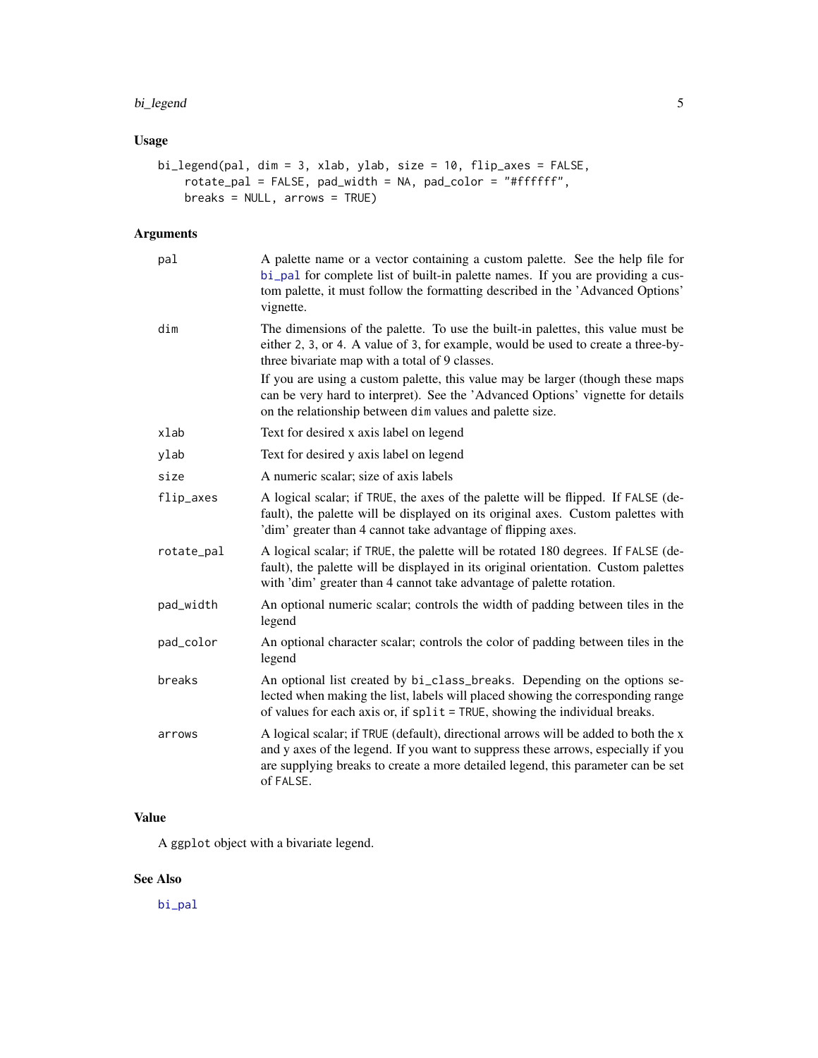## Usage

```
bi_legend(pal, dim = 3, xlab, ylab, size = 10, flip_axes = FALSE,
    rotate_pal = FALSE, pad_width = NA, pad_color = "#ffffff",
    breaks = NULL, arrows = TRUE)
```

## Arguments

| | |
|---|---|
| pal | A palette name or a vector containing a custom palette. See the help file for bi_pal for complete list of built-in palette names. If you are providing a custom palette, it must follow the formatting described in the 'Advanced Options' vignette. |
| dim | The dimensions of the palette. To use the built-in palettes, this value must be either 2, 3, or 4. A value of 3, for example, would be used to create a three-by-three bivariate map with a total of 9 classes. If you are using a custom palette, this value may be larger (though these maps can be very hard to interpret). See the 'Advanced Options' vignette for details on the relationship between dim values and palette size. |
| xlab | Text for desired x axis label on legend |
| ylab | Text for desired y axis label on legend |
| size | A numeric scalar; size of axis labels |
| flip_axes | A logical scalar; if TRUE, the axes of the palette will be flipped. If FALSE (default), the palette will be displayed on its original axes. Custom palettes with 'dim' greater than 4 cannot take advantage of flipping axes. |
| rotate_pal | A logical scalar; if TRUE, the palette will be rotated 180 degrees. If FALSE (default), the palette will be displayed in its original orientation. Custom palettes with 'dim' greater than 4 cannot take advantage of palette rotation. |
| pad_width | An optional numeric scalar; controls the width of padding between tiles in the legend |
| pad_color | An optional character scalar; controls the color of padding between tiles in the legend |
| breaks | An optional list created by bi_class_breaks. Depending on the options selected when making the list, labels will placed showing the corresponding range of values for each axis or, if split = TRUE, showing the individual breaks. |
| arrows | A logical scalar; if TRUE (default), directional arrows will be added to both the x and y axes of the legend. If you want to suppress these arrows, especially if you are supplying breaks to create a more detailed legend, this parameter can be set of FALSE. |

## Value

A ggplot object with a bivariate legend.

## See Also

bi_pal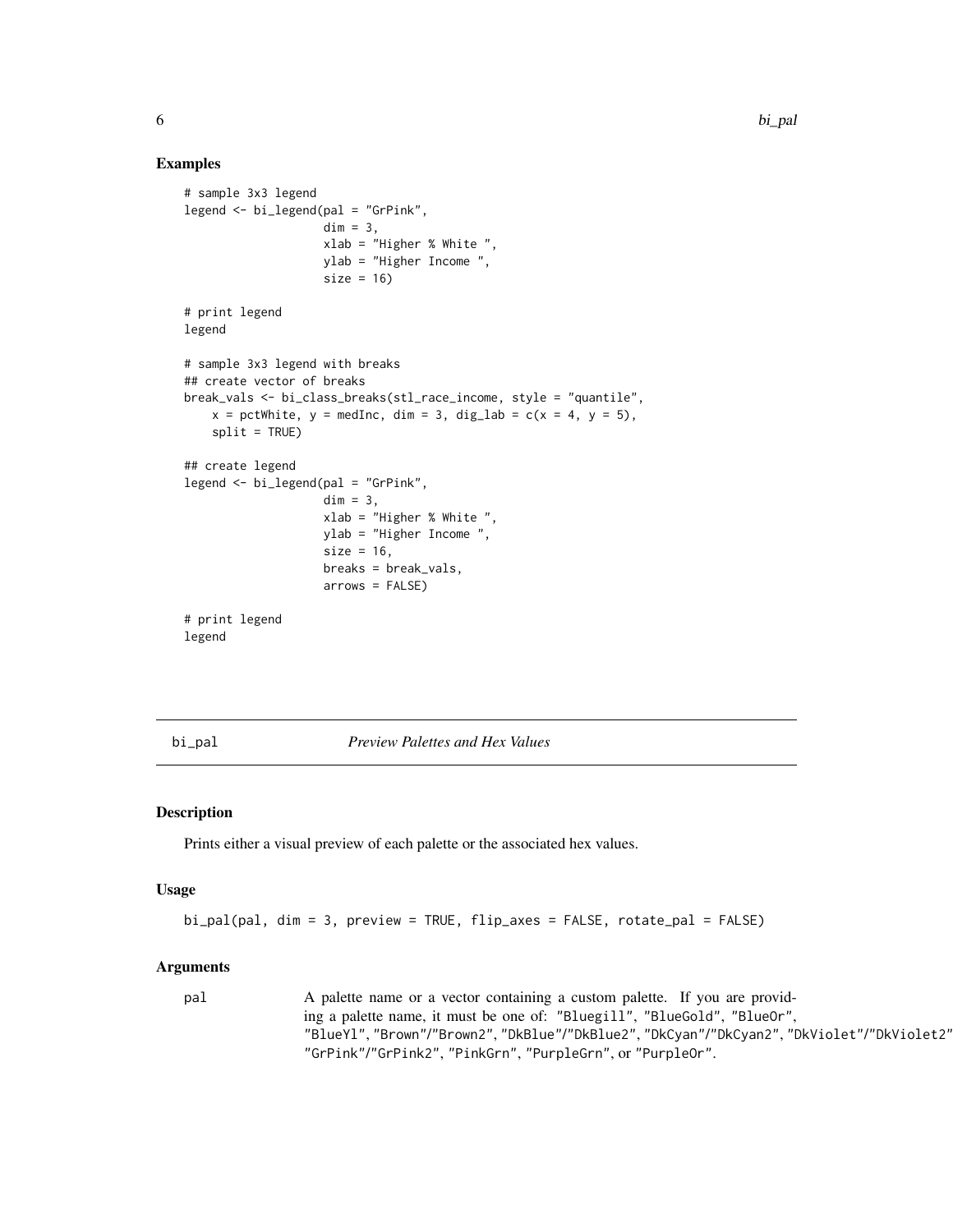## Examples

```
# sample 3x3 legend
legend <- bi_legend(pal = "GrPink",
                    dim = 3,
                    xlab = "Higher % White ",
                    ylab = "Higher Income ",
                    size = 16)

# print legend
legend

# sample 3x3 legend with breaks
## create vector of breaks
break_vals <- bi_class_breaks(stl_race_income, style = "quantile",
    x = pctWhite, y = medInc, dim = 3, dig_lab = c(x = 4, y = 5),
    split = TRUE)

## create legend
legend <- bi_legend(pal = "GrPink",
                    dim = 3,
                    xlab = "Higher % White ",
                    ylab = "Higher Income ",
                    size = 16,
                    breaks = break_vals,
                    arrows = FALSE)

# print legend
legend
```

---

# bi_pal    *Preview Palettes and Hex Values*

## Description

Prints either a visual preview of each palette or the associated hex values.

## Usage

```
bi_pal(pal, dim = 3, preview = TRUE, flip_axes = FALSE, rotate_pal = FALSE)
```

## Arguments

| | |
|---|---|
| pal | A palette name or a vector containing a custom palette. If you are providing a palette name, it must be one of: "Bluegill", "BlueGold", "BlueOr", "BlueYl", "Brown"/"Brown2", "DkBlue"/"DkBlue2", "DkCyan"/"DkCyan2", "DkViolet"/"DkViolet2", "GrPink"/"GrPink2", "PinkGrn", "PurpleGrn", or "PurpleOr". |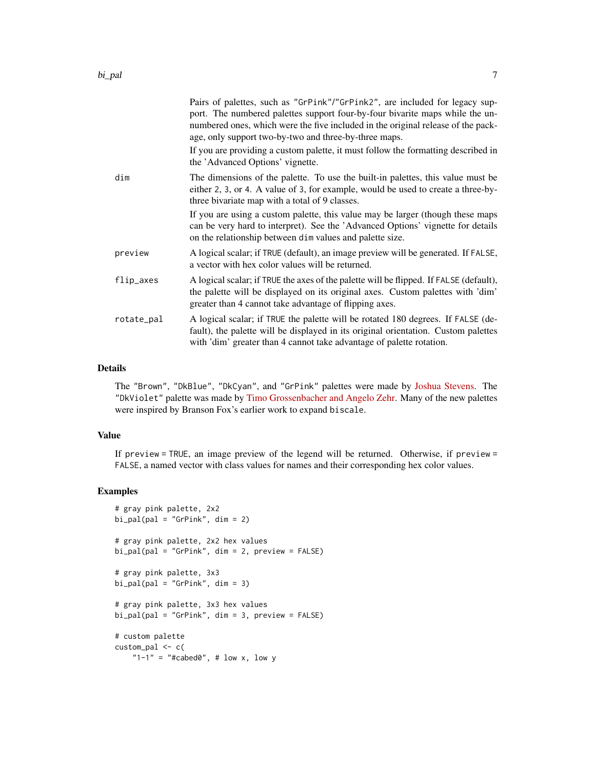| | |
|---|---|
| | Pairs of palettes, such as "GrPink"/"GrPink2", are included for legacy support. The numbered palettes support four-by-four bivarite maps while the unnumbered ones, which were the five included in the original release of the package, only support two-by-two and three-by-three maps. If you are providing a custom palette, it must follow the formatting described in the 'Advanced Options' vignette. |
| `dim` | The dimensions of the palette. To use the built-in palettes, this value must be either 2, 3, or 4. A value of 3, for example, would be used to create a three-by-three bivariate map with a total of 9 classes. If you are using a custom palette, this value may be larger (though these maps can be very hard to interpret). See the 'Advanced Options' vignette for details on the relationship between `dim` values and palette size. |
| `preview` | A logical scalar; if `TRUE` (default), an image preview will be generated. If `FALSE`, a vector with hex color values will be returned. |
| `flip_axes` | A logical scalar; if `TRUE` the axes of the palette will be flipped. If `FALSE` (default), the palette will be displayed on its original axes. Custom palettes with 'dim' greater than 4 cannot take advantage of flipping axes. |
| `rotate_pal` | A logical scalar; if `TRUE` the palette will be rotated 180 degrees. If `FALSE` (default), the palette will be displayed in its original orientation. Custom palettes with 'dim' greater than 4 cannot take advantage of palette rotation. |

## Details

The "Brown", "DkBlue", "DkCyan", and "GrPink" palettes were made by Joshua Stevens. The "DkViolet" palette was made by Timo Grossenbacher and Angelo Zehr. Many of the new palettes were inspired by Branson Fox's earlier work to expand `biscale`.

## Value

If `preview = TRUE`, an image preview of the legend will be returned. Otherwise, if `preview = FALSE`, a named vector with class values for names and their corresponding hex color values.

## Examples

```
# gray pink palette, 2x2
bi_pal(pal = "GrPink", dim = 2)

# gray pink palette, 2x2 hex values
bi_pal(pal = "GrPink", dim = 2, preview = FALSE)

# gray pink palette, 3x3
bi_pal(pal = "GrPink", dim = 3)

# gray pink palette, 3x3 hex values
bi_pal(pal = "GrPink", dim = 3, preview = FALSE)

# custom palette
custom_pal <- c(
    "1-1" = "#cabed0", # low x, low y
```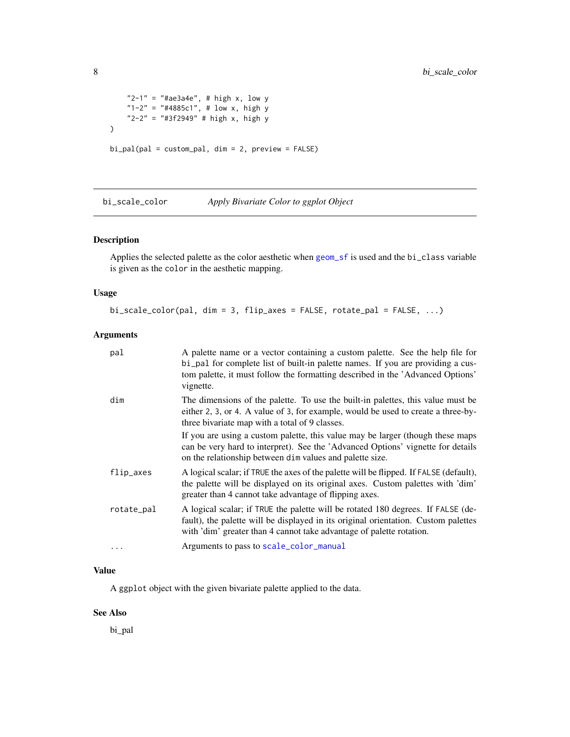```
    "2-1" = "#ae3a4e", # high x, low y
    "1-2" = "#4885c1", # low x, high y
    "2-2" = "#3f2949" # high x, high y
)

bi_pal(pal = custom_pal, dim = 2, preview = FALSE)
```

---

## bi_scale_color — *Apply Bivariate Color to ggplot Object*

---

### Description

Applies the selected palette as the color aesthetic when `geom_sf` is used and the `bi_class` variable is given as the `color` in the aesthetic mapping.

### Usage

```
bi_scale_color(pal, dim = 3, flip_axes = FALSE, rotate_pal = FALSE, ...)
```

### Arguments

| | |
|---|---|
| `pal` | A palette name or a vector containing a custom palette. See the help file for `bi_pal` for complete list of built-in palette names. If you are providing a custom palette, it must follow the formatting described in the 'Advanced Options' vignette. |
| `dim` | The dimensions of the palette. To use the built-in palettes, this value must be either `2`, `3`, or `4`. A value of `3`, for example, would be used to create a three-by-three bivariate map with a total of 9 classes.<br><br>If you are using a custom palette, this value may be larger (though these maps can be very hard to interpret). See the 'Advanced Options' vignette for details on the relationship between `dim` values and palette size. |
| `flip_axes` | A logical scalar; if `TRUE` the axes of the palette will be flipped. If `FALSE` (default), the palette will be displayed on its original axes. Custom palettes with 'dim' greater than 4 cannot take advantage of flipping axes. |
| `rotate_pal` | A logical scalar; if `TRUE` the palette will be rotated 180 degrees. If `FALSE` (default), the palette will be displayed in its original orientation. Custom palettes with 'dim' greater than 4 cannot take advantage of palette rotation. |
| `...` | Arguments to pass to `scale_color_manual` |

### Value

A `ggplot` object with the given bivariate palette applied to the data.

### See Also

bi_pal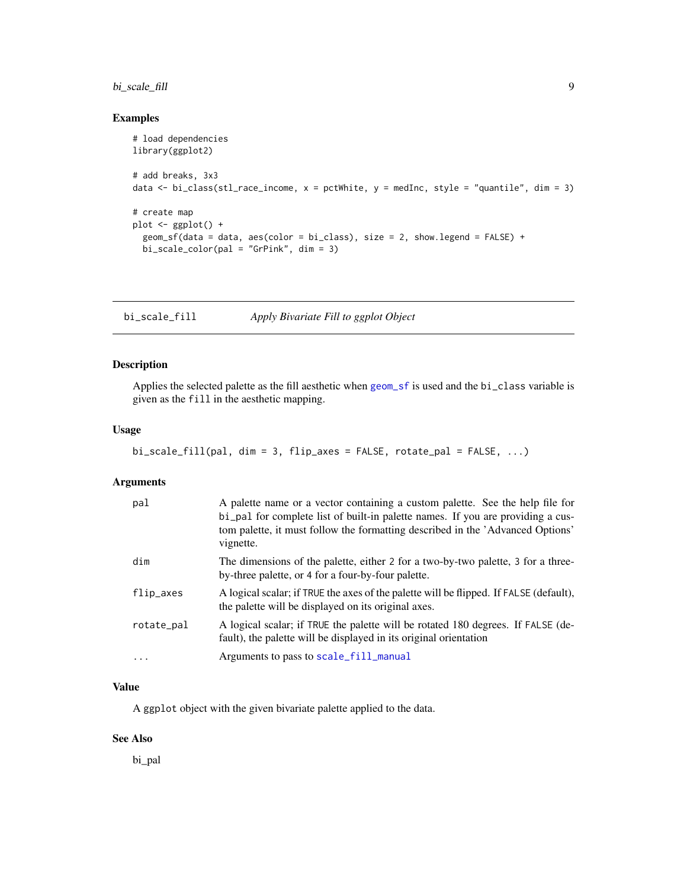## Examples

```
# load dependencies
library(ggplot2)

# add breaks, 3x3
data <- bi_class(stl_race_income, x = pctWhite, y = medInc, style = "quantile", dim = 3)

# create map
plot <- ggplot() +
  geom_sf(data = data, aes(color = bi_class), size = 2, show.legend = FALSE) +
  bi_scale_color(pal = "GrPink", dim = 3)
```

---

# bi_scale_fill *Apply Bivariate Fill to ggplot Object*

---

## Description

Applies the selected palette as the fill aesthetic when `geom_sf` is used and the `bi_class` variable is given as the `fill` in the aesthetic mapping.

## Usage

```
bi_scale_fill(pal, dim = 3, flip_axes = FALSE, rotate_pal = FALSE, ...)
```

## Arguments

| | |
|---|---|
| `pal` | A palette name or a vector containing a custom palette. See the help file for `bi_pal` for complete list of built-in palette names. If you are providing a custom palette, it must follow the formatting described in the 'Advanced Options' vignette. |
| `dim` | The dimensions of the palette, either 2 for a two-by-two palette, 3 for a three-by-three palette, or 4 for a four-by-four palette. |
| `flip_axes` | A logical scalar; if `TRUE` the axes of the palette will be flipped. If `FALSE` (default), the palette will be displayed on its original axes. |
| `rotate_pal` | A logical scalar; if `TRUE` the palette will be rotated 180 degrees. If `FALSE` (default), the palette will be displayed in its original orientation |
| `...` | Arguments to pass to `scale_fill_manual` |

## Value

A `ggplot` object with the given bivariate palette applied to the data.

## See Also

bi_pal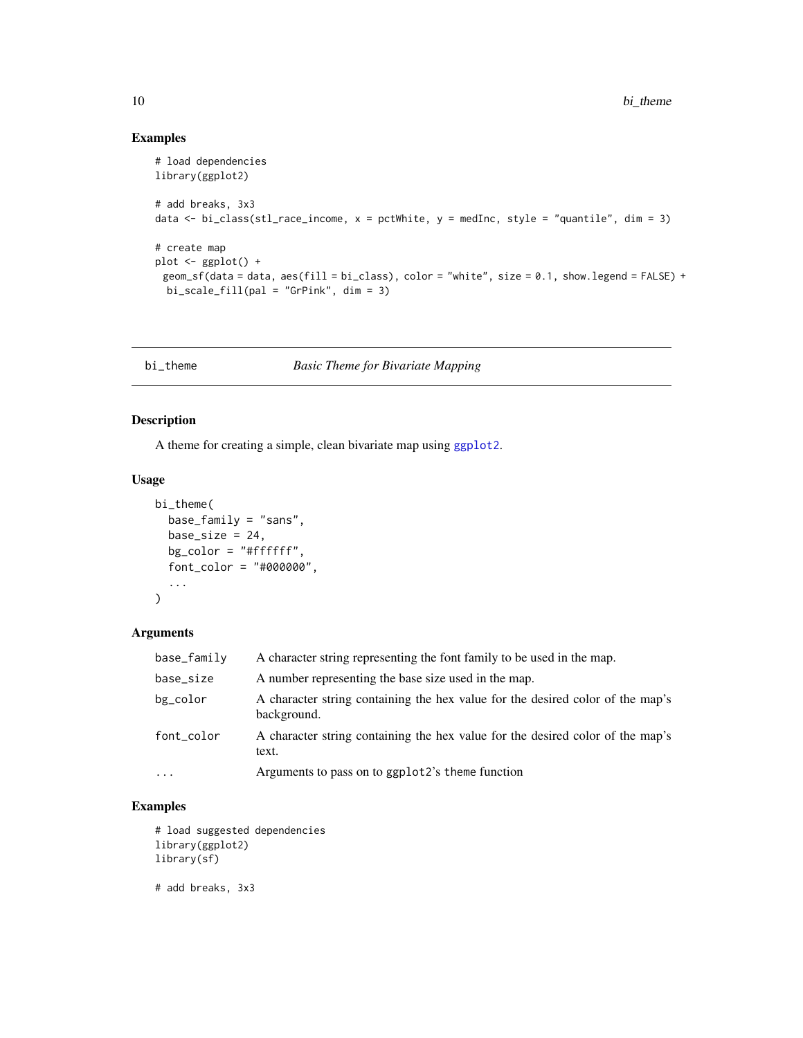## Examples

```
# load dependencies
library(ggplot2)

# add breaks, 3x3
data <- bi_class(stl_race_income, x = pctWhite, y = medInc, style = "quantile", dim = 3)

# create map
plot <- ggplot() +
 geom_sf(data = data, aes(fill = bi_class), color = "white", size = 0.1, show.legend = FALSE) +
  bi_scale_fill(pal = "GrPink", dim = 3)
```

---

## bi_theme    *Basic Theme for Bivariate Mapping*

---

### Description

A theme for creating a simple, clean bivariate map using `ggplot2`.

### Usage

```
bi_theme(
  base_family = "sans",
  base_size = 24,
  bg_color = "#ffffff",
  font_color = "#000000",
  ...
)
```

### Arguments

| | |
|---|---|
| `base_family` | A character string representing the font family to be used in the map. |
| `base_size` | A number representing the base size used in the map. |
| `bg_color` | A character string containing the hex value for the desired color of the map's background. |
| `font_color` | A character string containing the hex value for the desired color of the map's text. |
| `...` | Arguments to pass on to `ggplot2`'s `theme` function |

### Examples

```
# load suggested dependencies
library(ggplot2)
library(sf)

# add breaks, 3x3
```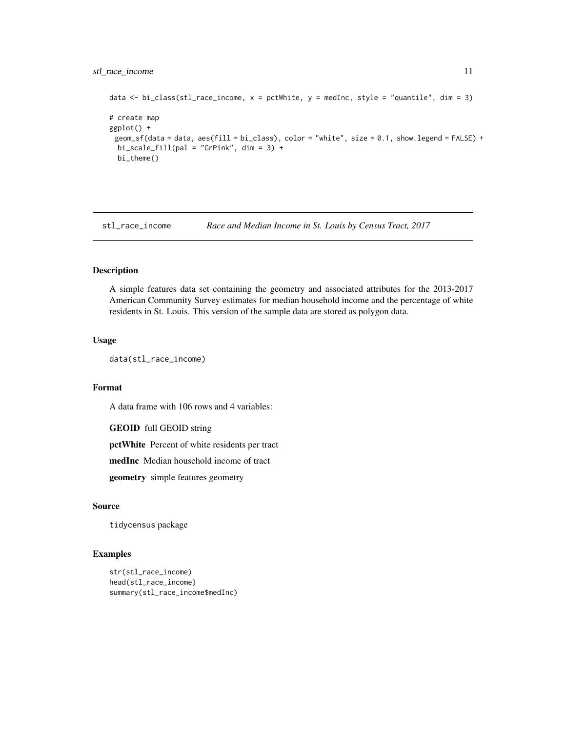```
data <- bi_class(stl_race_income, x = pctWhite, y = medInc, style = "quantile", dim = 3)

# create map
ggplot() +
 geom_sf(data = data, aes(fill = bi_class), color = "white", size = 0.1, show.legend = FALSE) +
  bi_scale_fill(pal = "GrPink", dim = 3) +
   bi_theme()
```

## stl_race_income *Race and Median Income in St. Louis by Census Tract, 2017*

### Description

A simple features data set containing the geometry and associated attributes for the 2013-2017 American Community Survey estimates for median household income and the percentage of white residents in St. Louis. This version of the sample data are stored as polygon data.

### Usage

```
data(stl_race_income)
```

### Format

A data frame with 106 rows and 4 variables:

**GEOID** full GEOID string

**pctWhite** Percent of white residents per tract

**medInc** Median household income of tract

**geometry** simple features geometry

### Source

`tidycensus` package

### Examples

```
str(stl_race_income)
head(stl_race_income)
summary(stl_race_income$medInc)
```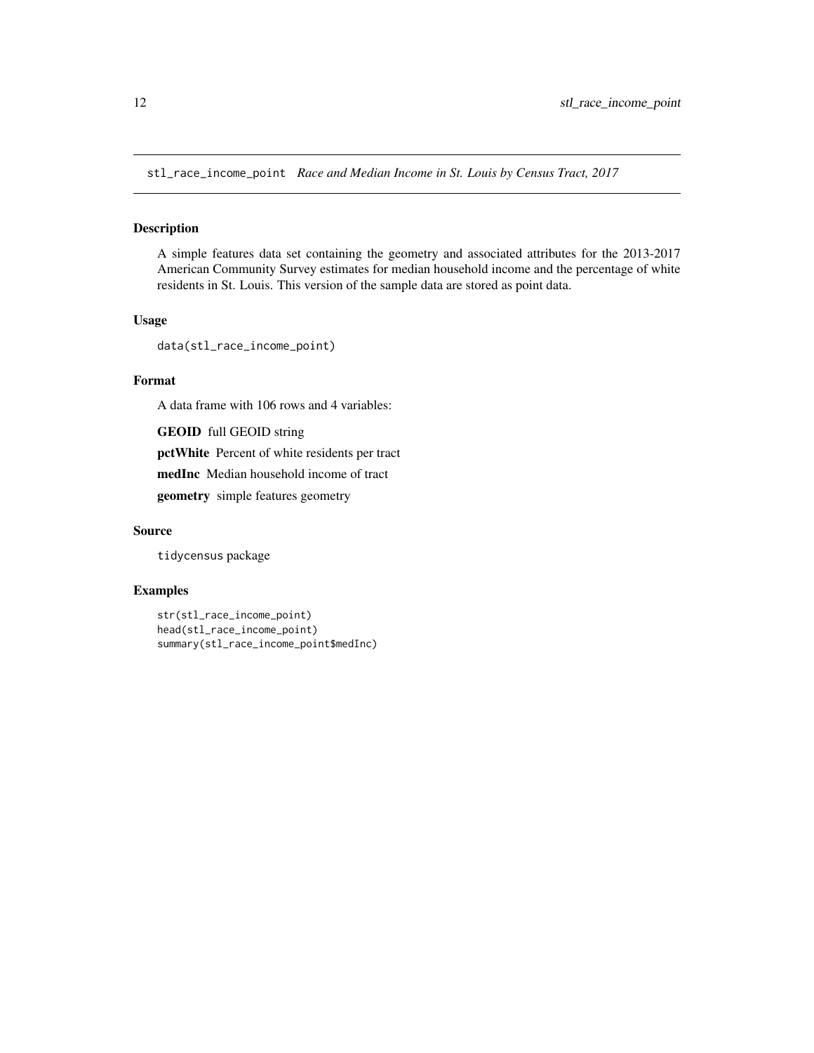## stl_race_income_point *Race and Median Income in St. Louis by Census Tract, 2017*

### Description

A simple features data set containing the geometry and associated attributes for the 2013-2017 American Community Survey estimates for median household income and the percentage of white residents in St. Louis. This version of the sample data are stored as point data.

### Usage

```
data(stl_race_income_point)
```

### Format

A data frame with 106 rows and 4 variables:

**GEOID** full GEOID string

**pctWhite** Percent of white residents per tract

**medInc** Median household income of tract

**geometry** simple features geometry

### Source

`tidycensus` package

### Examples

```
str(stl_race_income_point)
head(stl_race_income_point)
summary(stl_race_income_point$medInc)
```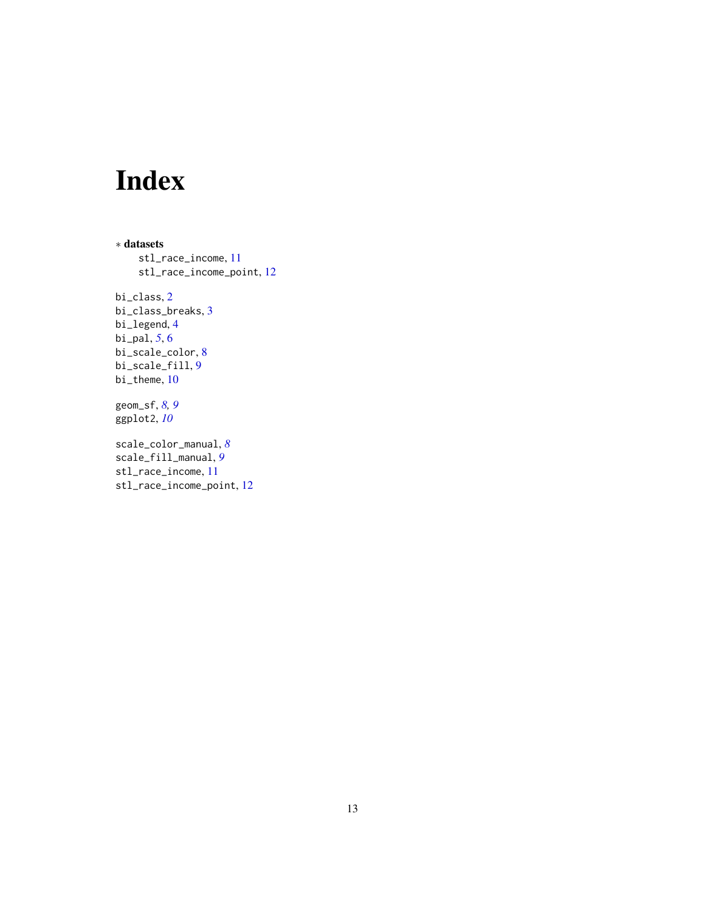# Index

∗ **datasets**
  stl_race_income, 11
  stl_race_income_point, 12

bi_class, 2
bi_class_breaks, 3
bi_legend, 4
bi_pal, *5*, 6
bi_scale_color, 8
bi_scale_fill, 9
bi_theme, 10

geom_sf, *8, 9*
ggplot2, *10*

scale_color_manual, *8*
scale_fill_manual, *9*
stl_race_income, 11
stl_race_income_point, 12